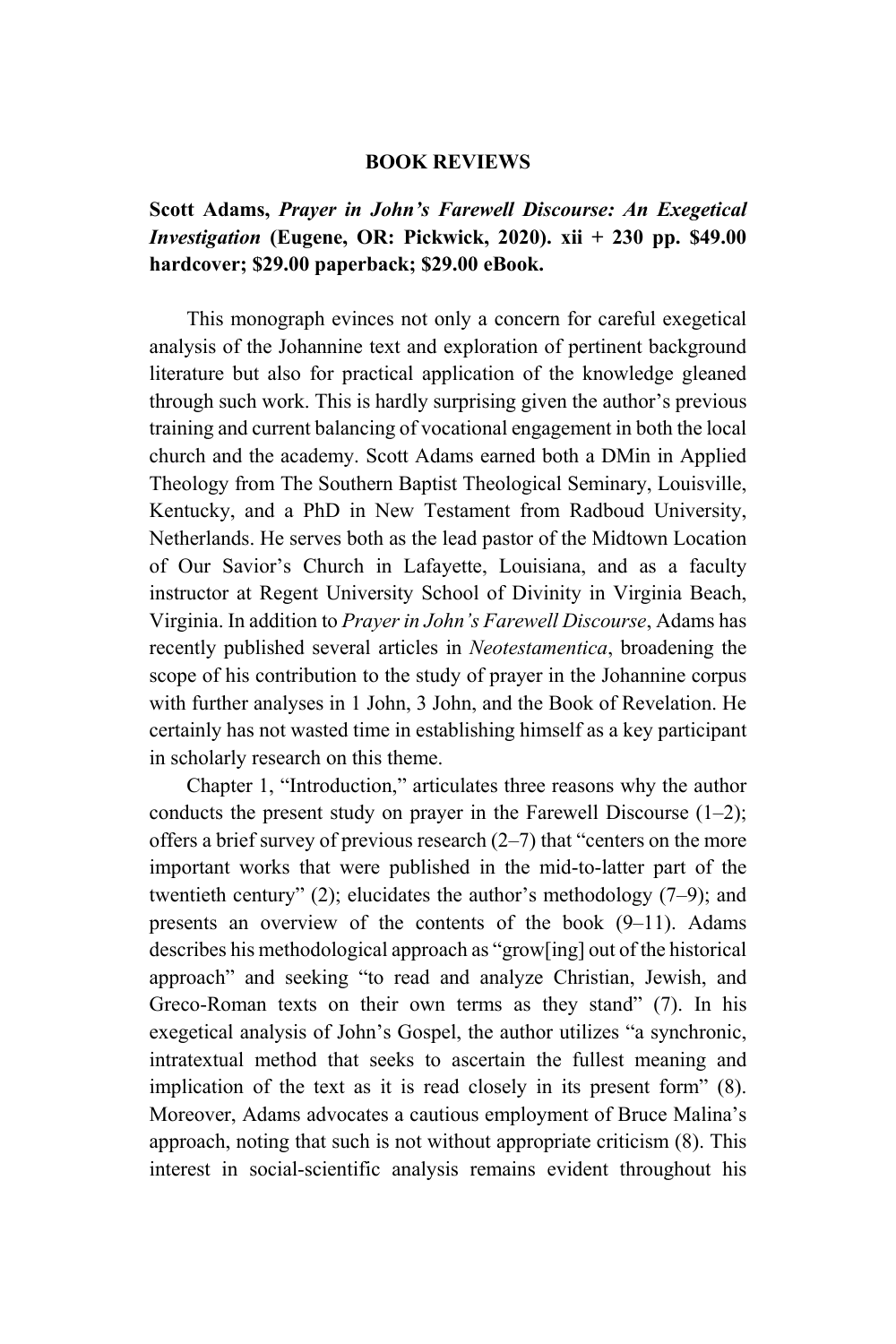# BOOK REVIEWS

**Scott Adams, *Prayer in John's Farewell Discourse: An Exegetical Investigation* (Eugene, OR: Pickwick, 2020). xii + 230 pp. $49.00 hardcover; $29.00 paperback; $29.00 eBook.**

This monograph evinces not only a concern for careful exegetical analysis of the Johannine text and exploration of pertinent background literature but also for practical application of the knowledge gleaned through such work. This is hardly surprising given the author's previous training and current balancing of vocational engagement in both the local church and the academy. Scott Adams earned both a DMin in Applied Theology from The Southern Baptist Theological Seminary, Louisville, Kentucky, and a PhD in New Testament from Radboud University, Netherlands. He serves both as the lead pastor of the Midtown Location of Our Savior's Church in Lafayette, Louisiana, and as a faculty instructor at Regent University School of Divinity in Virginia Beach, Virginia. In addition to *Prayer in John's Farewell Discourse*, Adams has recently published several articles in *Neotestamentica*, broadening the scope of his contribution to the study of prayer in the Johannine corpus with further analyses in 1 John, 3 John, and the Book of Revelation. He certainly has not wasted time in establishing himself as a key participant in scholarly research on this theme.

Chapter 1, "Introduction," articulates three reasons why the author conducts the present study on prayer in the Farewell Discourse (1–2); offers a brief survey of previous research (2–7) that "centers on the more important works that were published in the mid-to-latter part of the twentieth century" (2); elucidates the author's methodology (7–9); and presents an overview of the contents of the book (9–11). Adams describes his methodological approach as "grow[ing] out of the historical approach" and seeking "to read and analyze Christian, Jewish, and Greco-Roman texts on their own terms as they stand" (7). In his exegetical analysis of John's Gospel, the author utilizes "a synchronic, intratextual method that seeks to ascertain the fullest meaning and implication of the text as it is read closely in its present form" (8). Moreover, Adams advocates a cautious employment of Bruce Malina's approach, noting that such is not without appropriate criticism (8). This interest in social-scientific analysis remains evident throughout his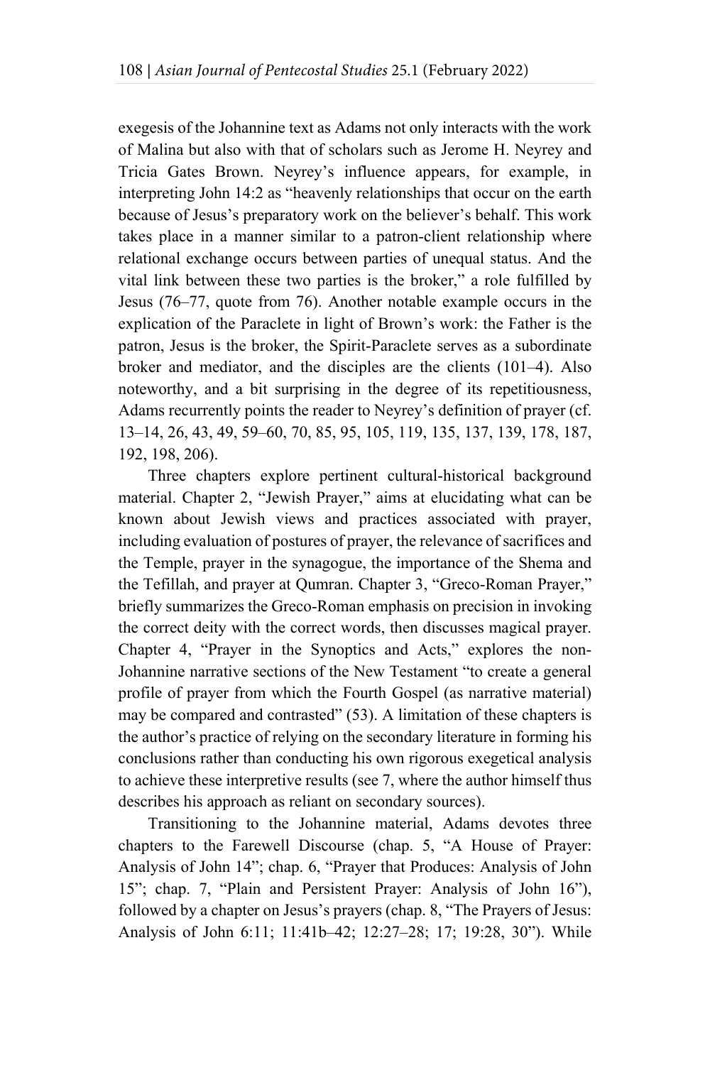exegesis of the Johannine text as Adams not only interacts with the work of Malina but also with that of scholars such as Jerome H. Neyrey and Tricia Gates Brown. Neyrey's influence appears, for example, in interpreting John 14:2 as "heavenly relationships that occur on the earth because of Jesus's preparatory work on the believer's behalf. This work takes place in a manner similar to a patron-client relationship where relational exchange occurs between parties of unequal status. And the vital link between these two parties is the broker," a role fulfilled by Jesus (76–77, quote from 76). Another notable example occurs in the explication of the Paraclete in light of Brown's work: the Father is the patron, Jesus is the broker, the Spirit-Paraclete serves as a subordinate broker and mediator, and the disciples are the clients (101–4). Also noteworthy, and a bit surprising in the degree of its repetitiousness, Adams recurrently points the reader to Neyrey's definition of prayer (cf. 13–14, 26, 43, 49, 59–60, 70, 85, 95, 105, 119, 135, 137, 139, 178, 187, 192, 198, 206).

Three chapters explore pertinent cultural-historical background material. Chapter 2, "Jewish Prayer," aims at elucidating what can be known about Jewish views and practices associated with prayer, including evaluation of postures of prayer, the relevance of sacrifices and the Temple, prayer in the synagogue, the importance of the Shema and the Tefillah, and prayer at Qumran. Chapter 3, "Greco-Roman Prayer," briefly summarizes the Greco-Roman emphasis on precision in invoking the correct deity with the correct words, then discusses magical prayer. Chapter 4, "Prayer in the Synoptics and Acts," explores the non-Johannine narrative sections of the New Testament "to create a general profile of prayer from which the Fourth Gospel (as narrative material) may be compared and contrasted" (53). A limitation of these chapters is the author's practice of relying on the secondary literature in forming his conclusions rather than conducting his own rigorous exegetical analysis to achieve these interpretive results (see 7, where the author himself thus describes his approach as reliant on secondary sources).

Transitioning to the Johannine material, Adams devotes three chapters to the Farewell Discourse (chap. 5, "A House of Prayer: Analysis of John 14"; chap. 6, "Prayer that Produces: Analysis of John 15"; chap. 7, "Plain and Persistent Prayer: Analysis of John 16"), followed by a chapter on Jesus's prayers (chap. 8, "The Prayers of Jesus: Analysis of John 6:11; 11:41b–42; 12:27–28; 17; 19:28, 30"). While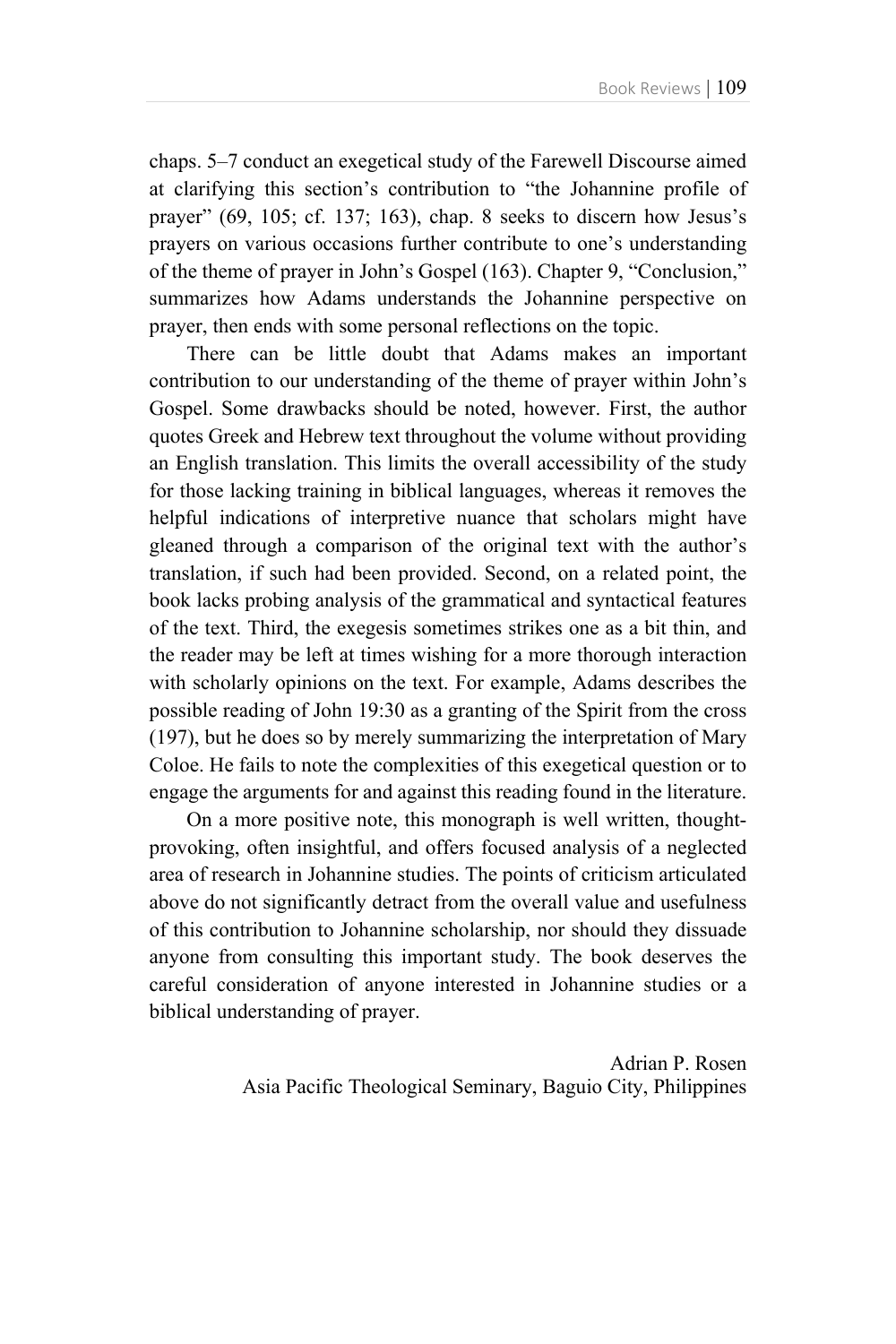chaps. 5–7 conduct an exegetical study of the Farewell Discourse aimed at clarifying this section's contribution to "the Johannine profile of prayer" (69, 105; cf. 137; 163), chap. 8 seeks to discern how Jesus's prayers on various occasions further contribute to one's understanding of the theme of prayer in John's Gospel (163). Chapter 9, "Conclusion," summarizes how Adams understands the Johannine perspective on prayer, then ends with some personal reflections on the topic.

There can be little doubt that Adams makes an important contribution to our understanding of the theme of prayer within John's Gospel. Some drawbacks should be noted, however. First, the author quotes Greek and Hebrew text throughout the volume without providing an English translation. This limits the overall accessibility of the study for those lacking training in biblical languages, whereas it removes the helpful indications of interpretive nuance that scholars might have gleaned through a comparison of the original text with the author's translation, if such had been provided. Second, on a related point, the book lacks probing analysis of the grammatical and syntactical features of the text. Third, the exegesis sometimes strikes one as a bit thin, and the reader may be left at times wishing for a more thorough interaction with scholarly opinions on the text. For example, Adams describes the possible reading of John 19:30 as a granting of the Spirit from the cross (197), but he does so by merely summarizing the interpretation of Mary Coloe. He fails to note the complexities of this exegetical question or to engage the arguments for and against this reading found in the literature.

On a more positive note, this monograph is well written, thought-provoking, often insightful, and offers focused analysis of a neglected area of research in Johannine studies. The points of criticism articulated above do not significantly detract from the overall value and usefulness of this contribution to Johannine scholarship, nor should they dissuade anyone from consulting this important study. The book deserves the careful consideration of anyone interested in Johannine studies or a biblical understanding of prayer.

Adrian P. Rosen
Asia Pacific Theological Seminary, Baguio City, Philippines